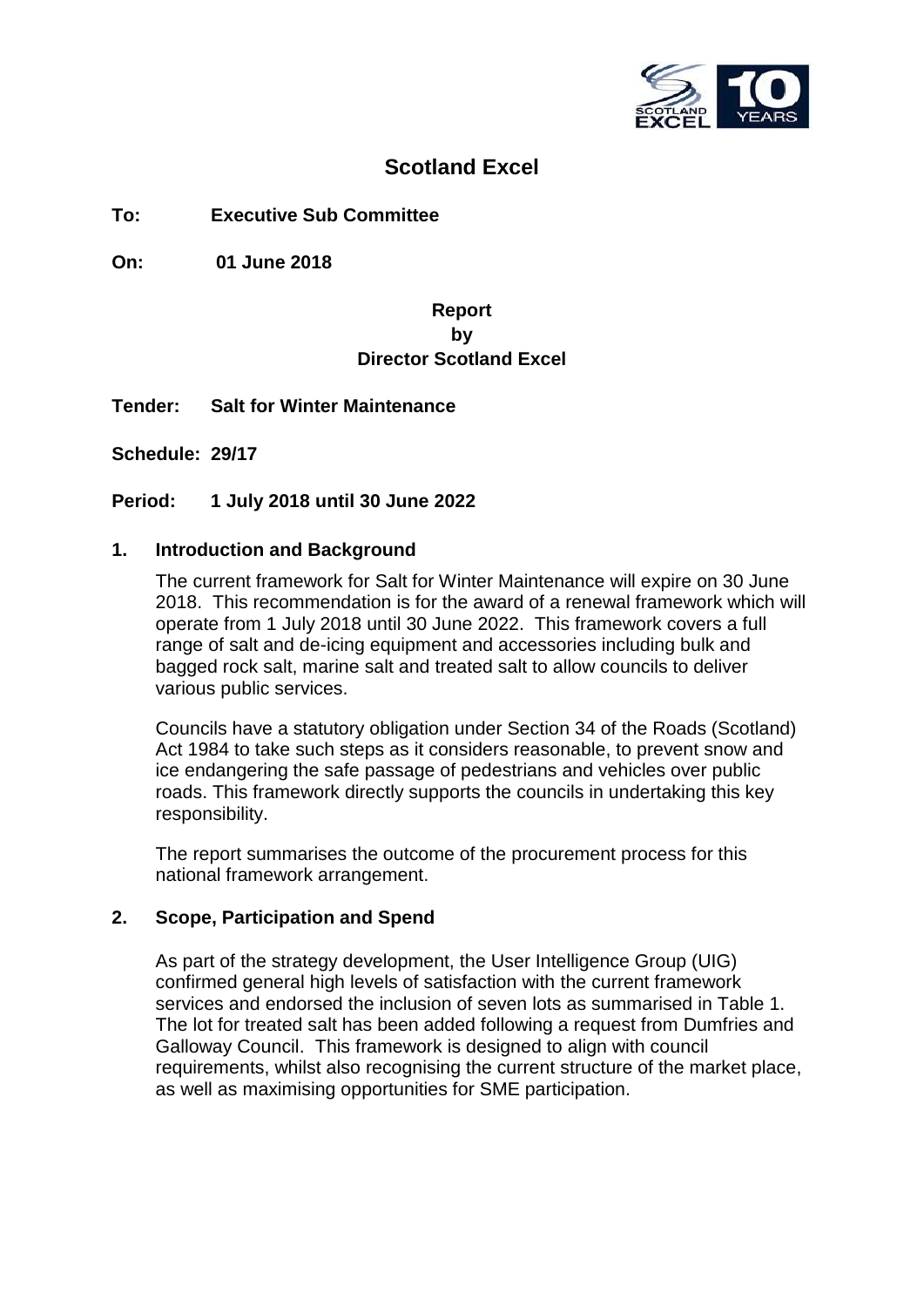# Scotland Excel

**To:** **Executive Sub Committee**

**On:** **01 June 2018**

**Report**
**by**
**Director Scotland Excel**

**Tender:** **Salt for Winter Maintenance**

**Schedule: 29/17**

**Period:** **1 July 2018 until 30 June 2022**

## 1. Introduction and Background

The current framework for Salt for Winter Maintenance will expire on 30 June 2018. This recommendation is for the award of a renewal framework which will operate from 1 July 2018 until 30 June 2022. This framework covers a full range of salt and de-icing equipment and accessories including bulk and bagged rock salt, marine salt and treated salt to allow councils to deliver various public services.

Councils have a statutory obligation under Section 34 of the Roads (Scotland) Act 1984 to take such steps as it considers reasonable, to prevent snow and ice endangering the safe passage of pedestrians and vehicles over public roads. This framework directly supports the councils in undertaking this key responsibility.

The report summarises the outcome of the procurement process for this national framework arrangement.

## 2. Scope, Participation and Spend

As part of the strategy development, the User Intelligence Group (UIG) confirmed general high levels of satisfaction with the current framework services and endorsed the inclusion of seven lots as summarised in Table 1. The lot for treated salt has been added following a request from Dumfries and Galloway Council. This framework is designed to align with council requirements, whilst also recognising the current structure of the market place, as well as maximising opportunities for SME participation.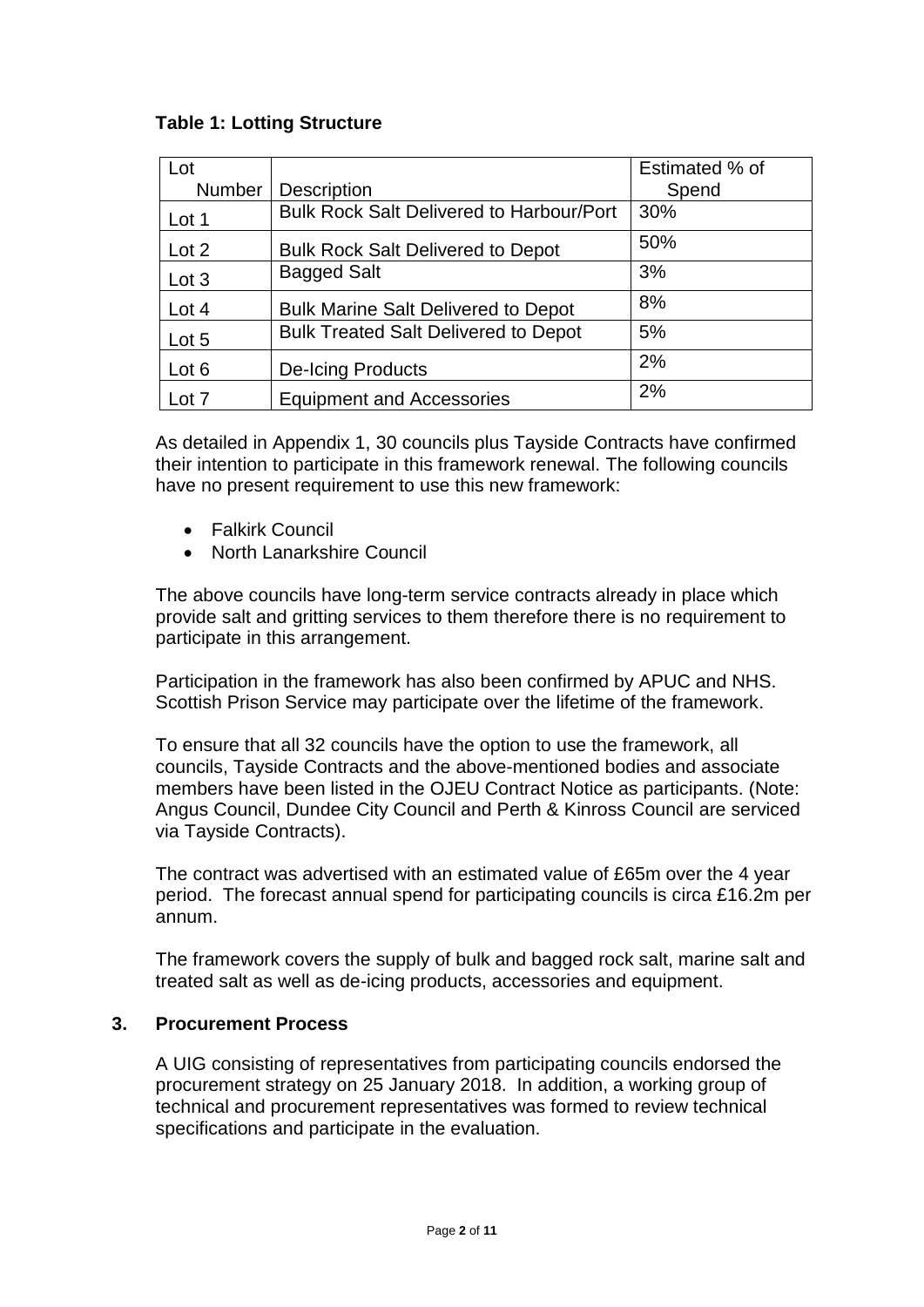**Table 1: Lotting Structure**

| Lot Number | Description | Estimated % of Spend |
|---|---|---|
| Lot 1 | Bulk Rock Salt Delivered to Harbour/Port | 30% |
| Lot 2 | Bulk Rock Salt Delivered to Depot | 50% |
| Lot 3 | Bagged Salt | 3% |
| Lot 4 | Bulk Marine Salt Delivered to Depot | 8% |
| Lot 5 | Bulk Treated Salt Delivered to Depot | 5% |
| Lot 6 | De-Icing Products | 2% |
| Lot 7 | Equipment and Accessories | 2% |

As detailed in Appendix 1, 30 councils plus Tayside Contracts have confirmed their intention to participate in this framework renewal. The following councils have no present requirement to use this new framework:

- Falkirk Council
- North Lanarkshire Council

The above councils have long-term service contracts already in place which provide salt and gritting services to them therefore there is no requirement to participate in this arrangement.

Participation in the framework has also been confirmed by APUC and NHS. Scottish Prison Service may participate over the lifetime of the framework.

To ensure that all 32 councils have the option to use the framework, all councils, Tayside Contracts and the above-mentioned bodies and associate members have been listed in the OJEU Contract Notice as participants. (Note: Angus Council, Dundee City Council and Perth & Kinross Council are serviced via Tayside Contracts).

The contract was advertised with an estimated value of £65m over the 4 year period. The forecast annual spend for participating councils is circa £16.2m per annum.

The framework covers the supply of bulk and bagged rock salt, marine salt and treated salt as well as de-icing products, accessories and equipment.

## 3. Procurement Process

A UIG consisting of representatives from participating councils endorsed the procurement strategy on 25 January 2018. In addition, a working group of technical and procurement representatives was formed to review technical specifications and participate in the evaluation.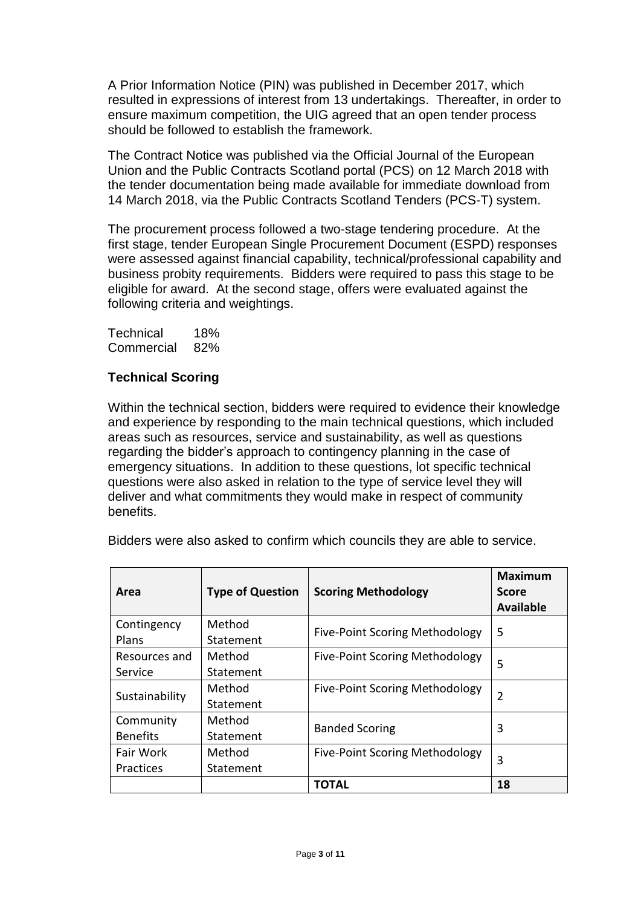A Prior Information Notice (PIN) was published in December 2017, which resulted in expressions of interest from 13 undertakings. Thereafter, in order to ensure maximum competition, the UIG agreed that an open tender process should be followed to establish the framework.

The Contract Notice was published via the Official Journal of the European Union and the Public Contracts Scotland portal (PCS) on 12 March 2018 with the tender documentation being made available for immediate download from 14 March 2018, via the Public Contracts Scotland Tenders (PCS-T) system.

The procurement process followed a two-stage tendering procedure. At the first stage, tender European Single Procurement Document (ESPD) responses were assessed against financial capability, technical/professional capability and business probity requirements. Bidders were required to pass this stage to be eligible for award. At the second stage, offers were evaluated against the following criteria and weightings.

| | |
|---|---|
| Technical | 18% |
| Commercial | 82% |

**Technical Scoring**

Within the technical section, bidders were required to evidence their knowledge and experience by responding to the main technical questions, which included areas such as resources, service and sustainability, as well as questions regarding the bidder's approach to contingency planning in the case of emergency situations. In addition to these questions, lot specific technical questions were also asked in relation to the type of service level they will deliver and what commitments they would make in respect of community benefits.

Bidders were also asked to confirm which councils they are able to service.

| Area | Type of Question | Scoring Methodology | Maximum Score Available |
|---|---|---|---|
| Contingency Plans | Method Statement | Five-Point Scoring Methodology | 5 |
| Resources and Service | Method Statement | Five-Point Scoring Methodology | 5 |
| Sustainability | Method Statement | Five-Point Scoring Methodology | 2 |
| Community Benefits | Method Statement | Banded Scoring | 3 |
| Fair Work Practices | Method Statement | Five-Point Scoring Methodology | 3 |
| | | **TOTAL** | **18** |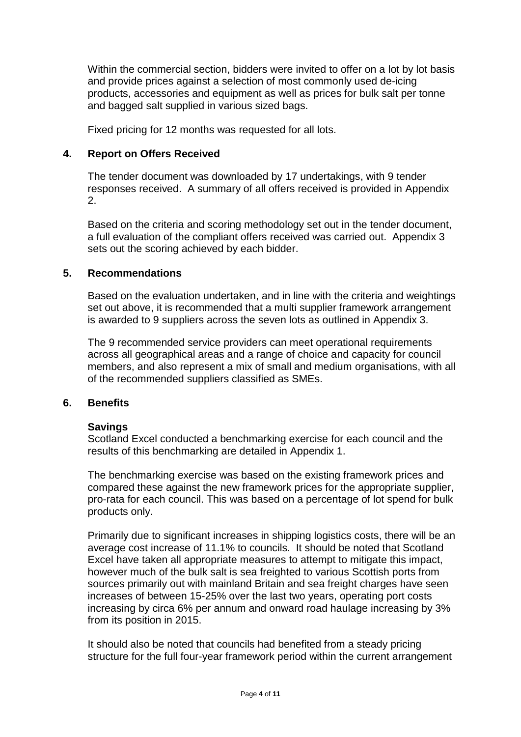Within the commercial section, bidders were invited to offer on a lot by lot basis and provide prices against a selection of most commonly used de-icing products, accessories and equipment as well as prices for bulk salt per tonne and bagged salt supplied in various sized bags.

Fixed pricing for 12 months was requested for all lots.

## 4. Report on Offers Received

The tender document was downloaded by 17 undertakings, with 9 tender responses received. A summary of all offers received is provided in Appendix 2.

Based on the criteria and scoring methodology set out in the tender document, a full evaluation of the compliant offers received was carried out. Appendix 3 sets out the scoring achieved by each bidder.

## 5. Recommendations

Based on the evaluation undertaken, and in line with the criteria and weightings set out above, it is recommended that a multi supplier framework arrangement is awarded to 9 suppliers across the seven lots as outlined in Appendix 3.

The 9 recommended service providers can meet operational requirements across all geographical areas and a range of choice and capacity for council members, and also represent a mix of small and medium organisations, with all of the recommended suppliers classified as SMEs.

## 6. Benefits

**Savings**

Scotland Excel conducted a benchmarking exercise for each council and the results of this benchmarking are detailed in Appendix 1.

The benchmarking exercise was based on the existing framework prices and compared these against the new framework prices for the appropriate supplier, pro-rata for each council. This was based on a percentage of lot spend for bulk products only.

Primarily due to significant increases in shipping logistics costs, there will be an average cost increase of 11.1% to councils. It should be noted that Scotland Excel have taken all appropriate measures to attempt to mitigate this impact, however much of the bulk salt is sea freighted to various Scottish ports from sources primarily out with mainland Britain and sea freight charges have seen increases of between 15-25% over the last two years, operating port costs increasing by circa 6% per annum and onward road haulage increasing by 3% from its position in 2015.

It should also be noted that councils had benefited from a steady pricing structure for the full four-year framework period within the current arrangement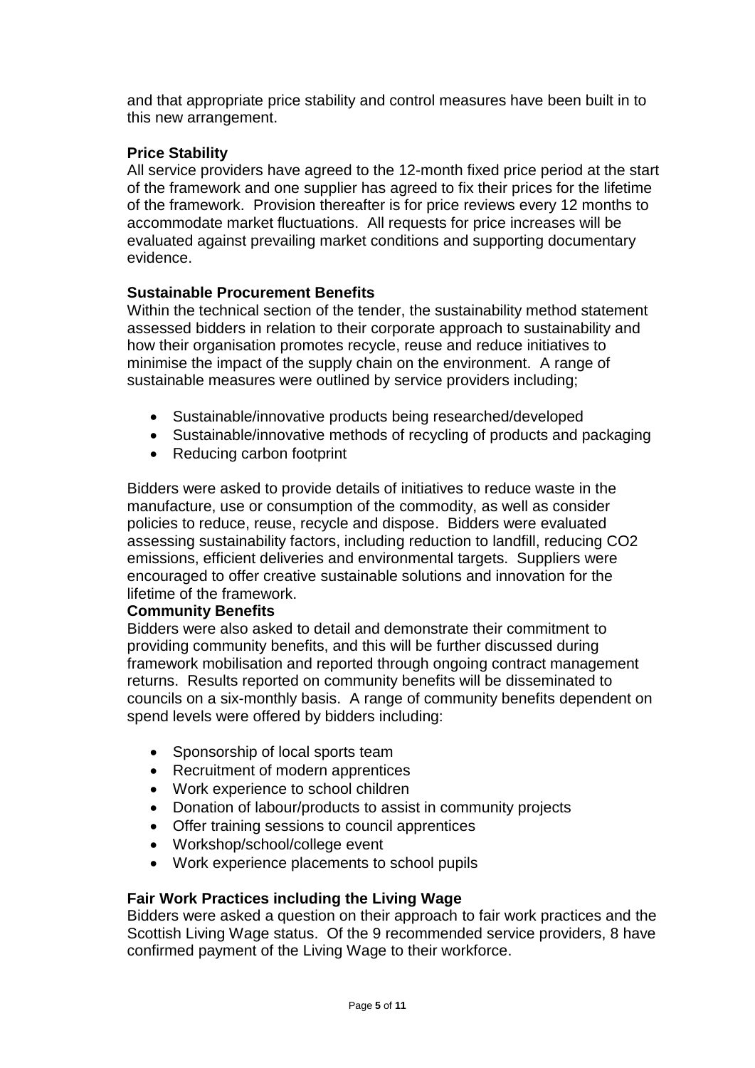and that appropriate price stability and control measures have been built in to this new arrangement.

**Price Stability**

All service providers have agreed to the 12-month fixed price period at the start of the framework and one supplier has agreed to fix their prices for the lifetime of the framework. Provision thereafter is for price reviews every 12 months to accommodate market fluctuations. All requests for price increases will be evaluated against prevailing market conditions and supporting documentary evidence.

**Sustainable Procurement Benefits**

Within the technical section of the tender, the sustainability method statement assessed bidders in relation to their corporate approach to sustainability and how their organisation promotes recycle, reuse and reduce initiatives to minimise the impact of the supply chain on the environment. A range of sustainable measures were outlined by service providers including;

- Sustainable/innovative products being researched/developed
- Sustainable/innovative methods of recycling of products and packaging
- Reducing carbon footprint

Bidders were asked to provide details of initiatives to reduce waste in the manufacture, use or consumption of the commodity, as well as consider policies to reduce, reuse, recycle and dispose. Bidders were evaluated assessing sustainability factors, including reduction to landfill, reducing CO2 emissions, efficient deliveries and environmental targets. Suppliers were encouraged to offer creative sustainable solutions and innovation for the lifetime of the framework.

**Community Benefits**

Bidders were also asked to detail and demonstrate their commitment to providing community benefits, and this will be further discussed during framework mobilisation and reported through ongoing contract management returns. Results reported on community benefits will be disseminated to councils on a six-monthly basis. A range of community benefits dependent on spend levels were offered by bidders including:

- Sponsorship of local sports team
- Recruitment of modern apprentices
- Work experience to school children
- Donation of labour/products to assist in community projects
- Offer training sessions to council apprentices
- Workshop/school/college event
- Work experience placements to school pupils

**Fair Work Practices including the Living Wage**

Bidders were asked a question on their approach to fair work practices and the Scottish Living Wage status. Of the 9 recommended service providers, 8 have confirmed payment of the Living Wage to their workforce.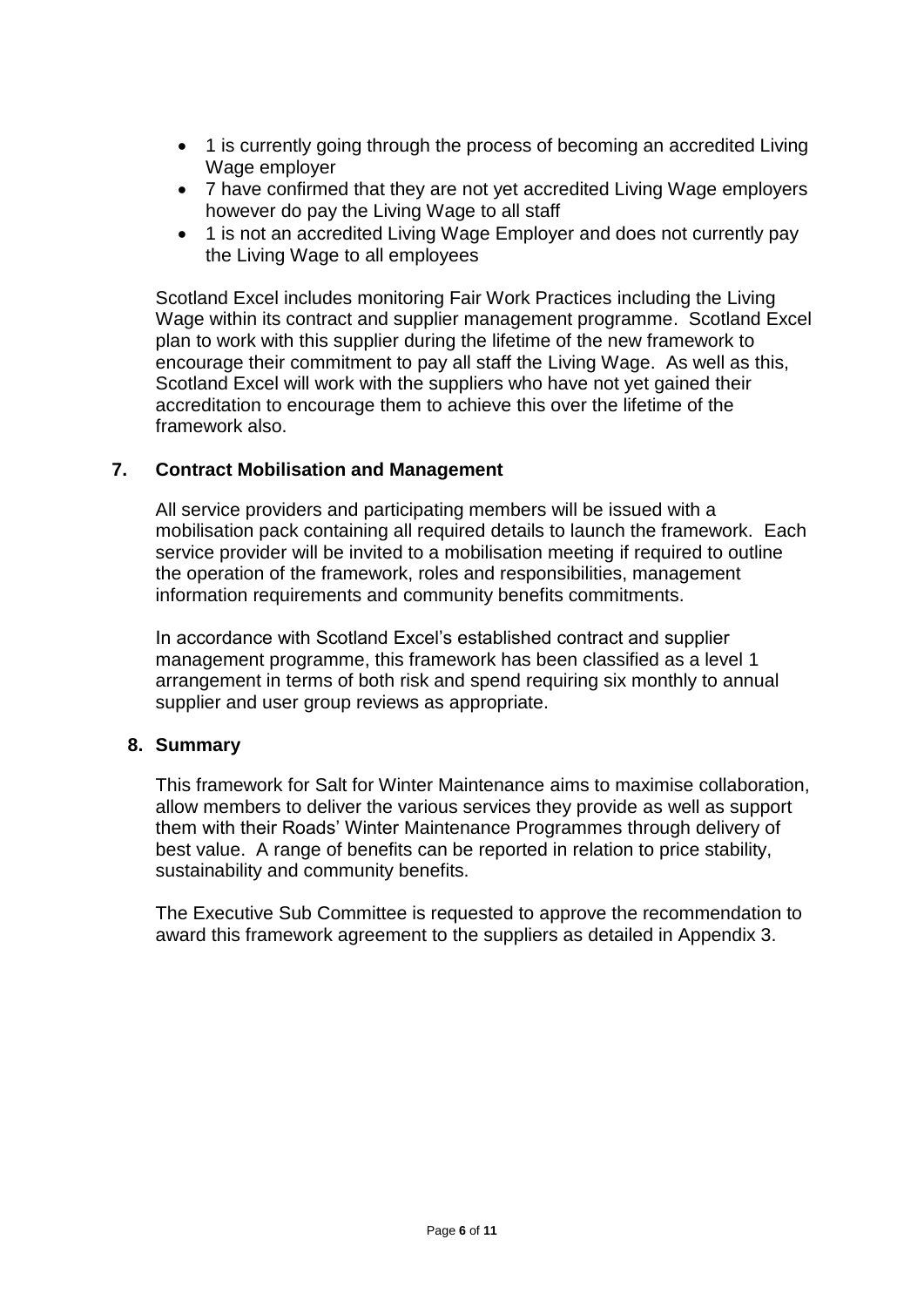- 1 is currently going through the process of becoming an accredited Living Wage employer
- 7 have confirmed that they are not yet accredited Living Wage employers however do pay the Living Wage to all staff
- 1 is not an accredited Living Wage Employer and does not currently pay the Living Wage to all employees

Scotland Excel includes monitoring Fair Work Practices including the Living Wage within its contract and supplier management programme. Scotland Excel plan to work with this supplier during the lifetime of the new framework to encourage their commitment to pay all staff the Living Wage. As well as this, Scotland Excel will work with the suppliers who have not yet gained their accreditation to encourage them to achieve this over the lifetime of the framework also.

## 7. Contract Mobilisation and Management

All service providers and participating members will be issued with a mobilisation pack containing all required details to launch the framework. Each service provider will be invited to a mobilisation meeting if required to outline the operation of the framework, roles and responsibilities, management information requirements and community benefits commitments.

In accordance with Scotland Excel's established contract and supplier management programme, this framework has been classified as a level 1 arrangement in terms of both risk and spend requiring six monthly to annual supplier and user group reviews as appropriate.

## 8. Summary

This framework for Salt for Winter Maintenance aims to maximise collaboration, allow members to deliver the various services they provide as well as support them with their Roads' Winter Maintenance Programmes through delivery of best value. A range of benefits can be reported in relation to price stability, sustainability and community benefits.

The Executive Sub Committee is requested to approve the recommendation to award this framework agreement to the suppliers as detailed in Appendix 3.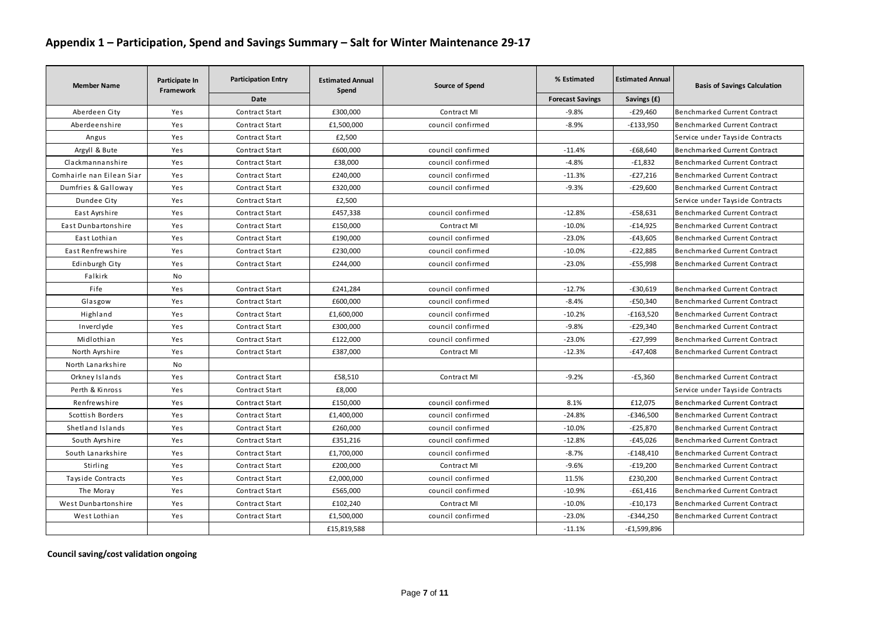## Appendix 1 – Participation, Spend and Savings Summary – Salt for Winter Maintenance 29-17

| Member Name | Participate In Framework | Participation Entry | Estimated Annual Spend | Source of Spend | % Estimated | Estimated Annual | Basis of Savings Calculation |
|---|---|---|---|---|---|---|---|
| | | Date | | | Forecast Savings | Savings (£) | |
| Aberdeen City | Yes | Contract Start | £300,000 | Contract MI | -9.8% | -£29,460 | Benchmarked Current Contract |
| Aberdeenshire | Yes | Contract Start | £1,500,000 | council confirmed | -8.9% | -£133,950 | Benchmarked Current Contract |
| Angus | Yes | Contract Start | £2,500 | | | | Service under Tayside Contracts |
| Argyll & Bute | Yes | Contract Start | £600,000 | council confirmed | -11.4% | -£68,640 | Benchmarked Current Contract |
| Clackmannanshire | Yes | Contract Start | £38,000 | council confirmed | -4.8% | -£1,832 | Benchmarked Current Contract |
| Comhairle nan Eilean Siar | Yes | Contract Start | £240,000 | council confirmed | -11.3% | -£27,216 | Benchmarked Current Contract |
| Dumfries & Galloway | Yes | Contract Start | £320,000 | council confirmed | -9.3% | -£29,600 | Benchmarked Current Contract |
| Dundee City | Yes | Contract Start | £2,500 | | | | Service under Tayside Contracts |
| East Ayrshire | Yes | Contract Start | £457,338 | council confirmed | -12.8% | -£58,631 | Benchmarked Current Contract |
| East Dunbartonshire | Yes | Contract Start | £150,000 | Contract MI | -10.0% | -£14,925 | Benchmarked Current Contract |
| East Lothian | Yes | Contract Start | £190,000 | council confirmed | -23.0% | -£43,605 | Benchmarked Current Contract |
| East Renfrewshire | Yes | Contract Start | £230,000 | council confirmed | -10.0% | -£22,885 | Benchmarked Current Contract |
| Edinburgh City | Yes | Contract Start | £244,000 | council confirmed | -23.0% | -£55,998 | Benchmarked Current Contract |
| Falkirk | No | | | | | | |
| Fife | Yes | Contract Start | £241,284 | council confirmed | -12.7% | -£30,619 | Benchmarked Current Contract |
| Glasgow | Yes | Contract Start | £600,000 | council confirmed | -8.4% | -£50,340 | Benchmarked Current Contract |
| Highland | Yes | Contract Start | £1,600,000 | council confirmed | -10.2% | -£163,520 | Benchmarked Current Contract |
| Inverclyde | Yes | Contract Start | £300,000 | council confirmed | -9.8% | -£29,340 | Benchmarked Current Contract |
| Midlothian | Yes | Contract Start | £122,000 | council confirmed | -23.0% | -£27,999 | Benchmarked Current Contract |
| North Ayrshire | Yes | Contract Start | £387,000 | Contract MI | -12.3% | -£47,408 | Benchmarked Current Contract |
| North Lanarkshire | No | | | | | | |
| Orkney Islands | Yes | Contract Start | £58,510 | Contract MI | -9.2% | -£5,360 | Benchmarked Current Contract |
| Perth & Kinross | Yes | Contract Start | £8,000 | | | | Service under Tayside Contracts |
| Renfrewshire | Yes | Contract Start | £150,000 | council confirmed | 8.1% | £12,075 | Benchmarked Current Contract |
| Scottish Borders | Yes | Contract Start | £1,400,000 | council confirmed | -24.8% | -£346,500 | Benchmarked Current Contract |
| Shetland Islands | Yes | Contract Start | £260,000 | council confirmed | -10.0% | -£25,870 | Benchmarked Current Contract |
| South Ayrshire | Yes | Contract Start | £351,216 | council confirmed | -12.8% | -£45,026 | Benchmarked Current Contract |
| South Lanarkshire | Yes | Contract Start | £1,700,000 | council confirmed | -8.7% | -£148,410 | Benchmarked Current Contract |
| Stirling | Yes | Contract Start | £200,000 | Contract MI | -9.6% | -£19,200 | Benchmarked Current Contract |
| Tayside Contracts | Yes | Contract Start | £2,000,000 | council confirmed | 11.5% | £230,200 | Benchmarked Current Contract |
| The Moray | Yes | Contract Start | £565,000 | council confirmed | -10.9% | -£61,416 | Benchmarked Current Contract |
| West Dunbartonshire | Yes | Contract Start | £102,240 | Contract MI | -10.0% | -£10,173 | Benchmarked Current Contract |
| West Lothian | Yes | Contract Start | £1,500,000 | council confirmed | -23.0% | -£344,250 | Benchmarked Current Contract |
| | | | £15,819,588 | | -11.1% | -£1,599,896 | |

**Council saving/cost validation ongoing**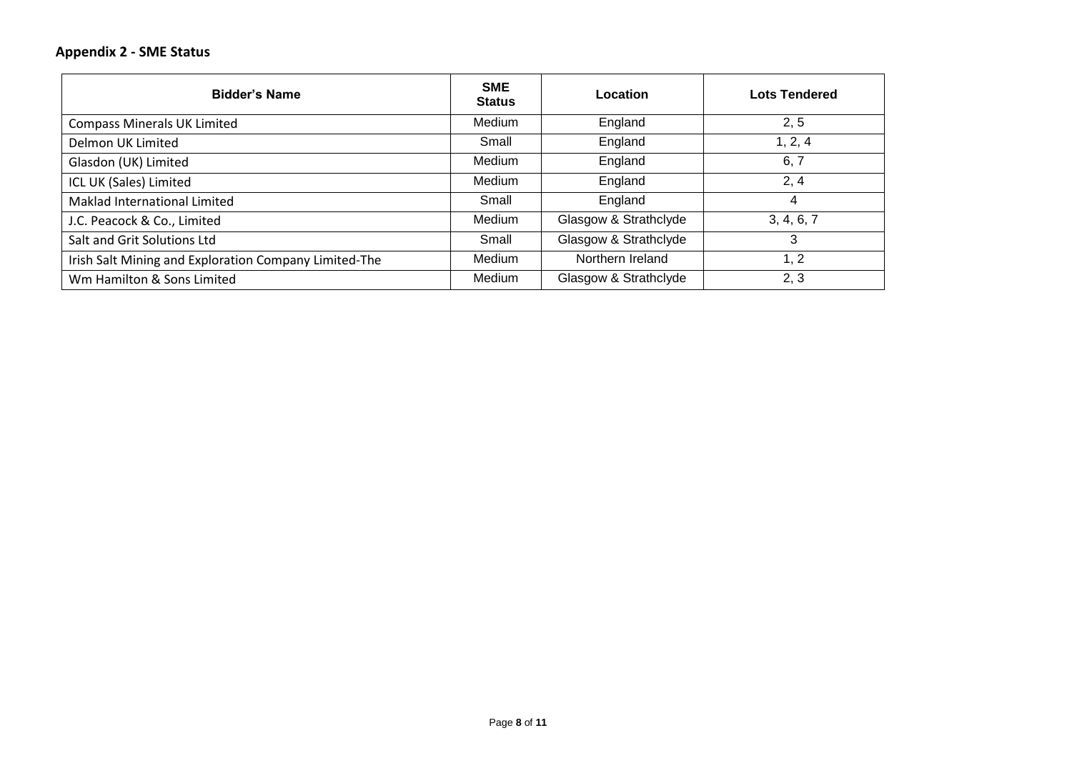## Appendix 2 - SME Status

| Bidder's Name | SME Status | Location | Lots Tendered |
|---|---|---|---|
| Compass Minerals UK Limited | Medium | England | 2, 5 |
| Delmon UK Limited | Small | England | 1, 2, 4 |
| Glasdon (UK) Limited | Medium | England | 6, 7 |
| ICL UK (Sales) Limited | Medium | England | 2, 4 |
| Maklad International Limited | Small | England | 4 |
| J.C. Peacock & Co., Limited | Medium | Glasgow & Strathclyde | 3, 4, 6, 7 |
| Salt and Grit Solutions Ltd | Small | Glasgow & Strathclyde | 3 |
| Irish Salt Mining and Exploration Company Limited-The | Medium | Northern Ireland | 1, 2 |
| Wm Hamilton & Sons Limited | Medium | Glasgow & Strathclyde | 2, 3 |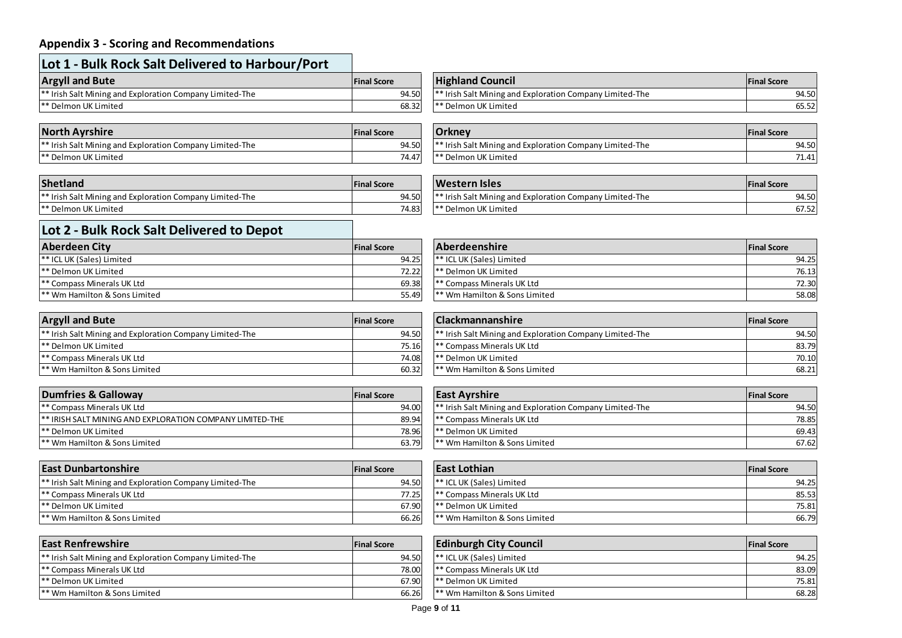## Appendix 3 - Scoring and Recommendations

### Lot 1 - Bulk Rock Salt Delivered to Harbour/Port

| Argyll and Bute | Final Score |
|---|---|
| ** Irish Salt Mining and Exploration Company Limited-The | 94.50 |
| ** Delmon UK Limited | 68.32 |

| Highland Council | Final Score |
|---|---|
| ** Irish Salt Mining and Exploration Company Limited-The | 94.50 |
| ** Delmon UK Limited | 65.52 |

| North Ayrshire | Final Score |
|---|---|
| ** Irish Salt Mining and Exploration Company Limited-The | 94.50 |
| ** Delmon UK Limited | 74.47 |

| Orkney | Final Score |
|---|---|
| ** Irish Salt Mining and Exploration Company Limited-The | 94.50 |
| ** Delmon UK Limited | 71.41 |

| Shetland | Final Score |
|---|---|
| ** Irish Salt Mining and Exploration Company Limited-The | 94.50 |
| ** Delmon UK Limited | 74.83 |

| Western Isles | Final Score |
|---|---|
| ** Irish Salt Mining and Exploration Company Limited-The | 94.50 |
| ** Delmon UK Limited | 67.52 |

### Lot 2 - Bulk Rock Salt Delivered to Depot

| Aberdeen City | Final Score |
|---|---|
| ** ICL UK (Sales) Limited | 94.25 |
| ** Delmon UK Limited | 72.22 |
| ** Compass Minerals UK Ltd | 69.38 |
| ** Wm Hamilton & Sons Limited | 55.49 |

| Aberdeenshire | Final Score |
|---|---|
| ** ICL UK (Sales) Limited | 94.25 |
| ** Delmon UK Limited | 76.13 |
| ** Compass Minerals UK Ltd | 72.30 |
| ** Wm Hamilton & Sons Limited | 58.08 |

| Argyll and Bute | Final Score |
|---|---|
| ** Irish Salt Mining and Exploration Company Limited-The | 94.50 |
| ** Delmon UK Limited | 75.16 |
| ** Compass Minerals UK Ltd | 74.08 |
| ** Wm Hamilton & Sons Limited | 60.32 |

| Clackmannanshire | Final Score |
|---|---|
| ** Irish Salt Mining and Exploration Company Limited-The | 94.50 |
| ** Compass Minerals UK Ltd | 83.79 |
| ** Delmon UK Limited | 70.10 |
| ** Wm Hamilton & Sons Limited | 68.21 |

| Dumfries & Galloway | Final Score |
|---|---|
| ** Compass Minerals UK Ltd | 94.00 |
| ** IRISH SALT MINING AND EXPLORATION COMPANY LIMITED-THE | 89.94 |
| ** Delmon UK Limited | 78.96 |
| ** Wm Hamilton & Sons Limited | 63.79 |

| East Ayrshire | Final Score |
|---|---|
| ** Irish Salt Mining and Exploration Company Limited-The | 94.50 |
| ** Compass Minerals UK Ltd | 78.85 |
| ** Delmon UK Limited | 69.43 |
| ** Wm Hamilton & Sons Limited | 67.62 |

| East Dunbartonshire | Final Score |
|---|---|
| ** Irish Salt Mining and Exploration Company Limited-The | 94.50 |
| ** Compass Minerals UK Ltd | 77.25 |
| ** Delmon UK Limited | 67.90 |
| ** Wm Hamilton & Sons Limited | 66.26 |

| East Lothian | Final Score |
|---|---|
| ** ICL UK (Sales) Limited | 94.25 |
| ** Compass Minerals UK Ltd | 85.53 |
| ** Delmon UK Limited | 75.81 |
| ** Wm Hamilton & Sons Limited | 66.79 |

| East Renfrewshire | Final Score |
|---|---|
| ** Irish Salt Mining and Exploration Company Limited-The | 94.50 |
| ** Compass Minerals UK Ltd | 78.00 |
| ** Delmon UK Limited | 67.90 |
| ** Wm Hamilton & Sons Limited | 66.26 |

| Edinburgh City Council | Final Score |
|---|---|
| ** ICL UK (Sales) Limited | 94.25 |
| ** Compass Minerals UK Ltd | 83.09 |
| ** Delmon UK Limited | 75.81 |
| ** Wm Hamilton & Sons Limited | 68.28 |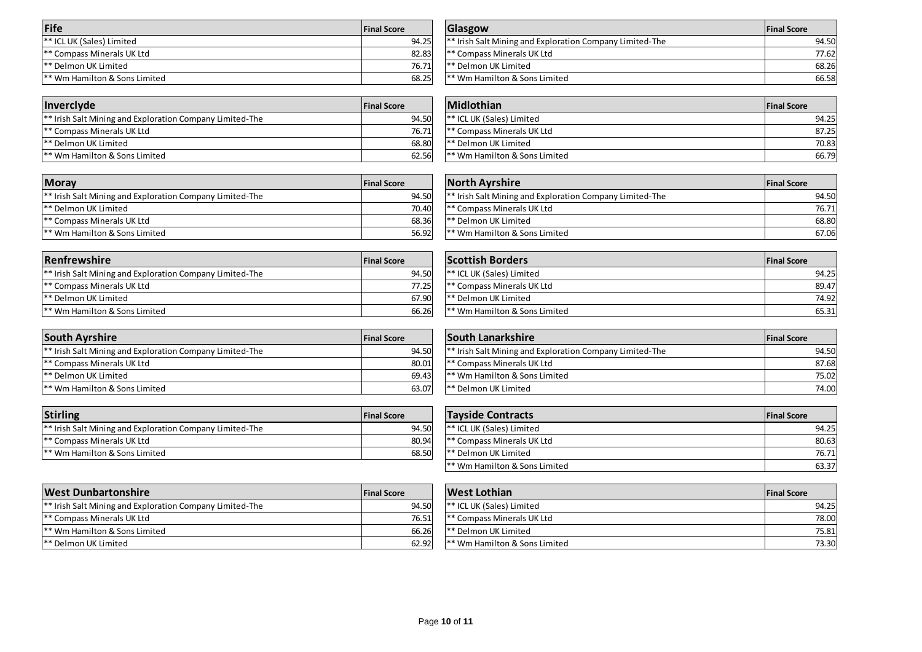| Fife | Final Score |
|---|---|
| ** ICL UK (Sales) Limited | 94.25 |
| ** Compass Minerals UK Ltd | 82.83 |
| ** Delmon UK Limited | 76.71 |
| ** Wm Hamilton & Sons Limited | 68.25 |

| Glasgow | Final Score |
|---|---|
| ** Irish Salt Mining and Exploration Company Limited-The | 94.50 |
| ** Compass Minerals UK Ltd | 77.62 |
| ** Delmon UK Limited | 68.26 |
| ** Wm Hamilton & Sons Limited | 66.58 |

| Inverclyde | Final Score |
|---|---|
| ** Irish Salt Mining and Exploration Company Limited-The | 94.50 |
| ** Compass Minerals UK Ltd | 76.71 |
| ** Delmon UK Limited | 68.80 |
| ** Wm Hamilton & Sons Limited | 62.56 |

| Midlothian | Final Score |
|---|---|
| ** ICL UK (Sales) Limited | 94.25 |
| ** Compass Minerals UK Ltd | 87.25 |
| ** Delmon UK Limited | 70.83 |
| ** Wm Hamilton & Sons Limited | 66.79 |

| Moray | Final Score |
|---|---|
| ** Irish Salt Mining and Exploration Company Limited-The | 94.50 |
| ** Delmon UK Limited | 70.40 |
| ** Compass Minerals UK Ltd | 68.36 |
| ** Wm Hamilton & Sons Limited | 56.92 |

| North Ayrshire | Final Score |
|---|---|
| ** Irish Salt Mining and Exploration Company Limited-The | 94.50 |
| ** Compass Minerals UK Ltd | 76.71 |
| ** Delmon UK Limited | 68.80 |
| ** Wm Hamilton & Sons Limited | 67.06 |

| Renfrewshire | Final Score |
|---|---|
| ** Irish Salt Mining and Exploration Company Limited-The | 94.50 |
| ** Compass Minerals UK Ltd | 77.25 |
| ** Delmon UK Limited | 67.90 |
| ** Wm Hamilton & Sons Limited | 66.26 |

| Scottish Borders | Final Score |
|---|---|
| ** ICL UK (Sales) Limited | 94.25 |
| ** Compass Minerals UK Ltd | 89.47 |
| ** Delmon UK Limited | 74.92 |
| ** Wm Hamilton & Sons Limited | 65.31 |

| South Ayrshire | Final Score |
|---|---|
| ** Irish Salt Mining and Exploration Company Limited-The | 94.50 |
| ** Compass Minerals UK Ltd | 80.01 |
| ** Delmon UK Limited | 69.43 |
| ** Wm Hamilton & Sons Limited | 63.07 |

| South Lanarkshire | Final Score |
|---|---|
| ** Irish Salt Mining and Exploration Company Limited-The | 94.50 |
| ** Compass Minerals UK Ltd | 87.68 |
| ** Wm Hamilton & Sons Limited | 75.02 |
| ** Delmon UK Limited | 74.00 |

| Stirling | Final Score |
|---|---|
| ** Irish Salt Mining and Exploration Company Limited-The | 94.50 |
| ** Compass Minerals UK Ltd | 80.94 |
| ** Wm Hamilton & Sons Limited | 68.50 |

| Tayside Contracts | Final Score |
|---|---|
| ** ICL UK (Sales) Limited | 94.25 |
| ** Compass Minerals UK Ltd | 80.63 |
| ** Delmon UK Limited | 76.71 |
| ** Wm Hamilton & Sons Limited | 63.37 |

| West Dunbartonshire | Final Score |
|---|---|
| ** Irish Salt Mining and Exploration Company Limited-The | 94.50 |
| ** Compass Minerals UK Ltd | 76.51 |
| ** Wm Hamilton & Sons Limited | 66.26 |
| ** Delmon UK Limited | 62.92 |

| West Lothian | Final Score |
|---|---|
| ** ICL UK (Sales) Limited | 94.25 |
| ** Compass Minerals UK Ltd | 78.00 |
| ** Delmon UK Limited | 75.81 |
| ** Wm Hamilton & Sons Limited | 73.30 |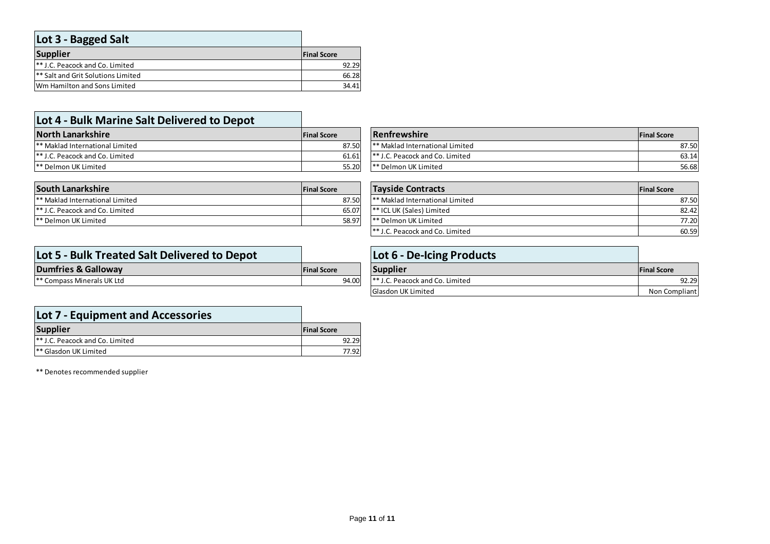## Lot 3 - Bagged Salt

| Supplier | Final Score |
|---|---|
| ** J.C. Peacock and Co. Limited | 92.29 |
| ** Salt and Grit Solutions Limited | 66.28 |
| Wm Hamilton and Sons Limited | 34.41 |

## Lot 4 - Bulk Marine Salt Delivered to Depot

| North Lanarkshire | Final Score |
|---|---|
| ** Maklad International Limited | 87.50 |
| ** J.C. Peacock and Co. Limited | 61.61 |
| ** Delmon UK Limited | 55.20 |

| Renfrewshire | Final Score |
|---|---|
| ** Maklad International Limited | 87.50 |
| ** J.C. Peacock and Co. Limited | 63.14 |
| ** Delmon UK Limited | 56.68 |

| South Lanarkshire | Final Score |
|---|---|
| ** Maklad International Limited | 87.50 |
| ** J.C. Peacock and Co. Limited | 65.07 |
| ** Delmon UK Limited | 58.97 |

| Tayside Contracts | Final Score |
|---|---|
| ** Maklad International Limited | 87.50 |
| ** ICL UK (Sales) Limited | 82.42 |
| ** Delmon UK Limited | 77.20 |
| ** J.C. Peacock and Co. Limited | 60.59 |

## Lot 5 - Bulk Treated Salt Delivered to Depot

| Dumfries & Galloway | Final Score |
|---|---|
| ** Compass Minerals UK Ltd | 94.00 |

## Lot 6 - De-Icing Products

| Supplier | Final Score |
|---|---|
| ** J.C. Peacock and Co. Limited | 92.29 |
| Glasdon UK Limited | Non Compliant |

## Lot 7 - Equipment and Accessories

| Supplier | Final Score |
|---|---|
| ** J.C. Peacock and Co. Limited | 92.29 |
| ** Glasdon UK Limited | 77.92 |

** Denotes recommended supplier